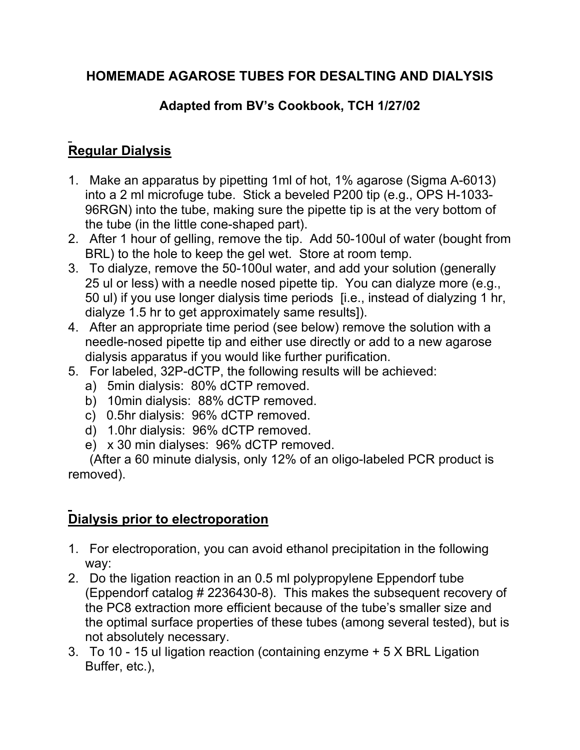# HOMEMADE AGAROSE TUBES FOR DESALTING AND DIALYSIS

## Adapted from BV's Cookbook, TCH 1/27/02

## Regular Dialysis

1. Make an apparatus by pipetting 1ml of hot, 1% agarose (Sigma A-6013) into a 2 ml microfuge tube. Stick a beveled P200 tip (e.g., OPS H-1033-96RGN) into the tube, making sure the pipette tip is at the very bottom of the tube (in the little cone-shaped part).
2. After 1 hour of gelling, remove the tip. Add 50-100ul of water (bought from BRL) to the hole to keep the gel wet. Store at room temp.
3. To dialyze, remove the 50-100ul water, and add your solution (generally 25 ul or less) with a needle nosed pipette tip. You can dialyze more (e.g., 50 ul) if you use longer dialysis time periods [i.e., instead of dialyzing 1 hr, dialyze 1.5 hr to get approximately same results]).
4. After an appropriate time period (see below) remove the solution with a needle-nosed pipette tip and either use directly or add to a new agarose dialysis apparatus if you would like further purification.
5. For labeled, 32P-dCTP, the following results will be achieved:
   a) 5min dialysis: 80% dCTP removed.
   b) 10min dialysis: 88% dCTP removed.
   c) 0.5hr dialysis: 96% dCTP removed.
   d) 1.0hr dialysis: 96% dCTP removed.
   e) x 30 min dialyses: 96% dCTP removed.

   (After a 60 minute dialysis, only 12% of an oligo-labeled PCR product is removed).

## Dialysis prior to electroporation

1. For electroporation, you can avoid ethanol precipitation in the following way:
2. Do the ligation reaction in an 0.5 ml polypropylene Eppendorf tube (Eppendorf catalog # 2236430-8). This makes the subsequent recovery of the PC8 extraction more efficient because of the tube's smaller size and the optimal surface properties of these tubes (among several tested), but is not absolutely necessary.
3. To 10 - 15 ul ligation reaction (containing enzyme + 5 X BRL Ligation Buffer, etc.),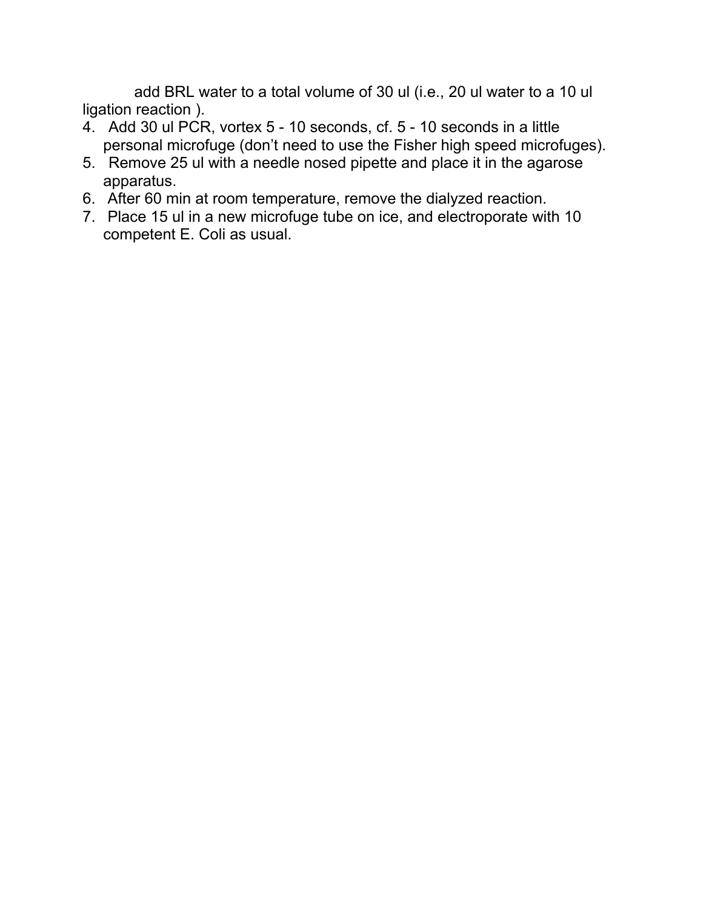add BRL water to a total volume of 30 ul (i.e., 20 ul water to a 10 ul ligation reaction ).

4. Add 30 ul PCR, vortex 5 - 10 seconds, cf. 5 - 10 seconds in a little personal microfuge (don't need to use the Fisher high speed microfuges).
5. Remove 25 ul with a needle nosed pipette and place it in the agarose apparatus.
6. After 60 min at room temperature, remove the dialyzed reaction.
7. Place 15 ul in a new microfuge tube on ice, and electroporate with 10 competent E. Coli as usual.